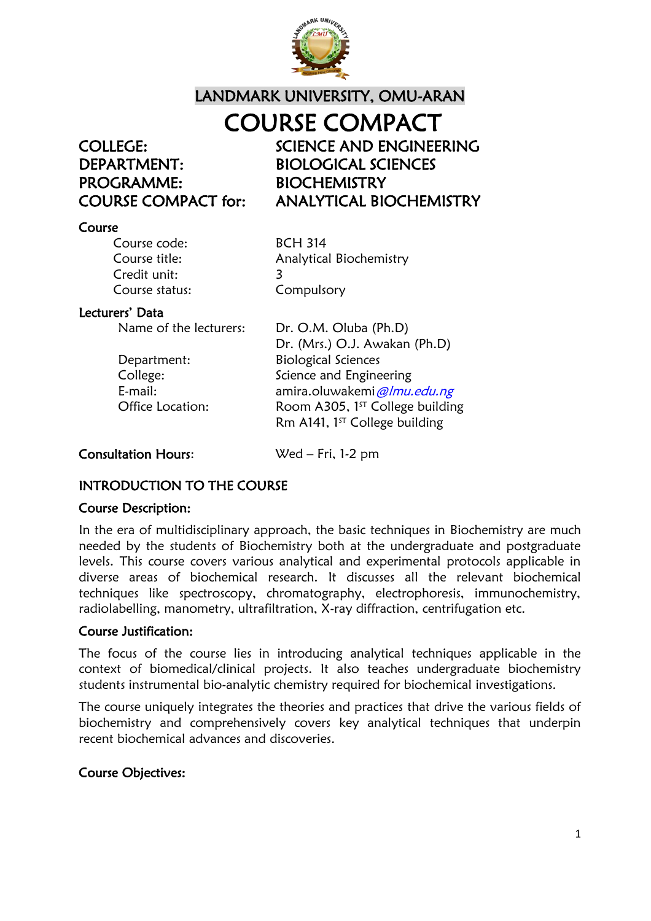# LANDMARK UNIVERSITY, OMU-ARAN

# COURSE COMPACT

| | |
|---|---|
| **COLLEGE:** | **SCIENCE AND ENGINEERING** |
| **DEPARTMENT:** | **BIOLOGICAL SCIENCES** |
| **PROGRAMME:** | **BIOCHEMISTRY** |
| **COURSE COMPACT for:** | **ANALYTICAL BIOCHEMISTRY** |

**Course**

| | |
|---|---|
| Course code: | BCH 314 |
| Course title: | Analytical Biochemistry |
| Credit unit: | 3 |
| Course status: | Compulsory |

**Lecturers' Data**

| | |
|---|---|
| Name of the lecturers: | Dr. O.M. Oluba (Ph.D) |
| | Dr. (Mrs.) O.J. Awakan (Ph.D) |
| Department: | Biological Sciences |
| College: | Science and Engineering |
| E-mail: | amira.oluwakemi*@lmu.edu.ng* |
| Office Location: | Room A305, 1ST College building |
| | Rm A141, 1ST College building |

**Consultation Hours**: Wed – Fri, 1-2 pm

## INTRODUCTION TO THE COURSE

**Course Description:**

In the era of multidisciplinary approach, the basic techniques in Biochemistry are much needed by the students of Biochemistry both at the undergraduate and postgraduate levels. This course covers various analytical and experimental protocols applicable in diverse areas of biochemical research. It discusses all the relevant biochemical techniques like spectroscopy, chromatography, electrophoresis, immunochemistry, radiolabelling, manometry, ultrafiltration, X-ray diffraction, centrifugation etc.

**Course Justification:**

The focus of the course lies in introducing analytical techniques applicable in the context of biomedical/clinical projects. It also teaches undergraduate biochemistry students instrumental bio-analytic chemistry required for biochemical investigations.

The course uniquely integrates the theories and practices that drive the various fields of biochemistry and comprehensively covers key analytical techniques that underpin recent biochemical advances and discoveries.

**Course Objectives:**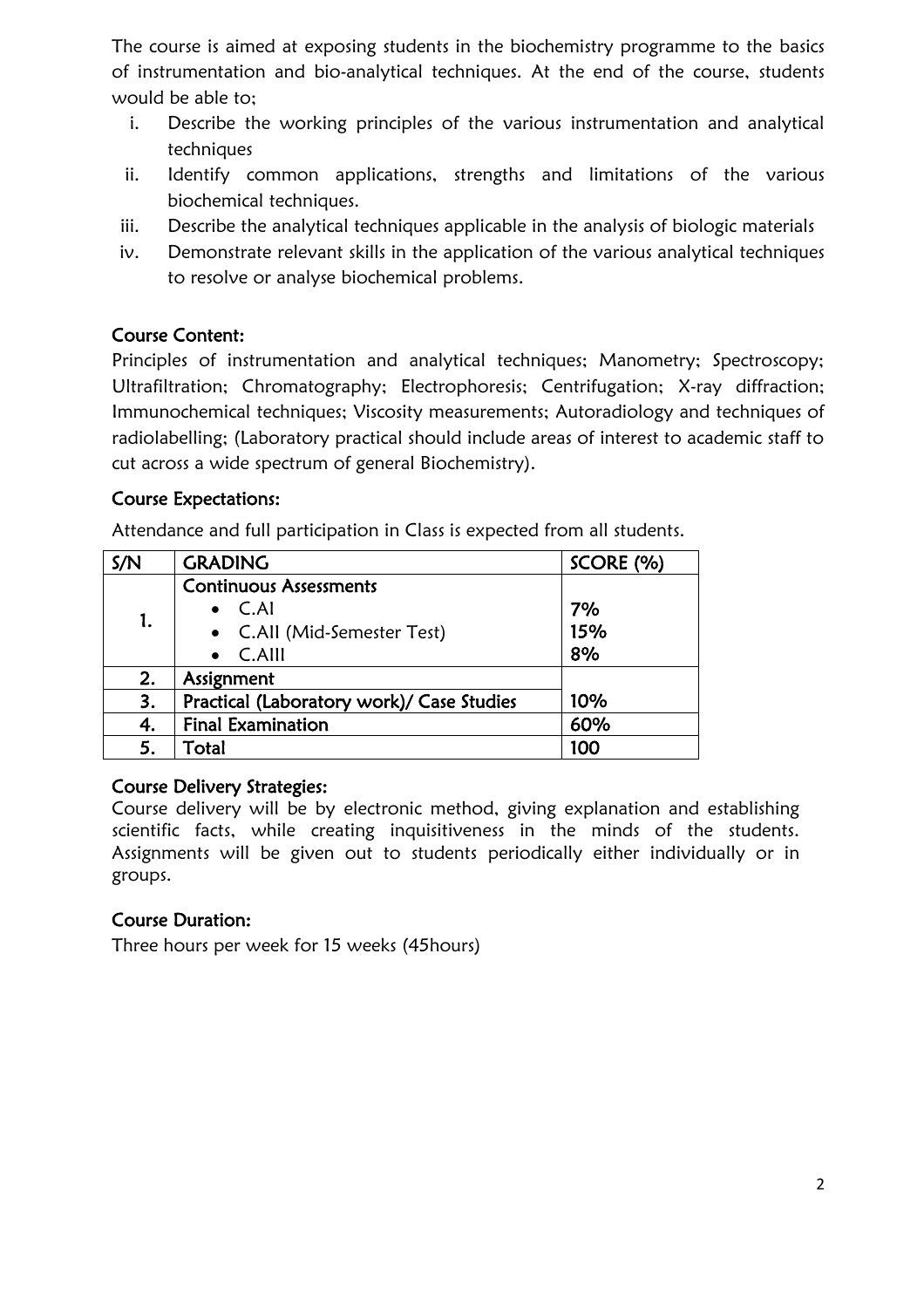The course is aimed at exposing students in the biochemistry programme to the basics of instrumentation and bio-analytical techniques. At the end of the course, students would be able to;

i. Describe the working principles of the various instrumentation and analytical techniques
ii. Identify common applications, strengths and limitations of the various biochemical techniques.
iii. Describe the analytical techniques applicable in the analysis of biologic materials
iv. Demonstrate relevant skills in the application of the various analytical techniques to resolve or analyse biochemical problems.

## Course Content:

Principles of instrumentation and analytical techniques; Manometry; Spectroscopy; Ultrafiltration; Chromatography; Electrophoresis; Centrifugation; X-ray diffraction; Immunochemical techniques; Viscosity measurements; Autoradiology and techniques of radiolabelling; (Laboratory practical should include areas of interest to academic staff to cut across a wide spectrum of general Biochemistry).

## Course Expectations:

Attendance and full participation in Class is expected from all students.

| S/N | GRADING | SCORE (%) |
|---|---|---|
| 1. | **Continuous Assessments**<br>• C.AI<br>• C.AII (Mid-Semester Test)<br>• C.AIII | <br>7%<br>15%<br>8% |
| 2. | Assignment | |
| 3. | Practical (Laboratory work)/ Case Studies | 10% |
| 4. | Final Examination | 60% |
| 5. | Total | 100 |

## Course Delivery Strategies:

Course delivery will be by electronic method, giving explanation and establishing scientific facts, while creating inquisitiveness in the minds of the students. Assignments will be given out to students periodically either individually or in groups.

## Course Duration:

Three hours per week for 15 weeks (45hours)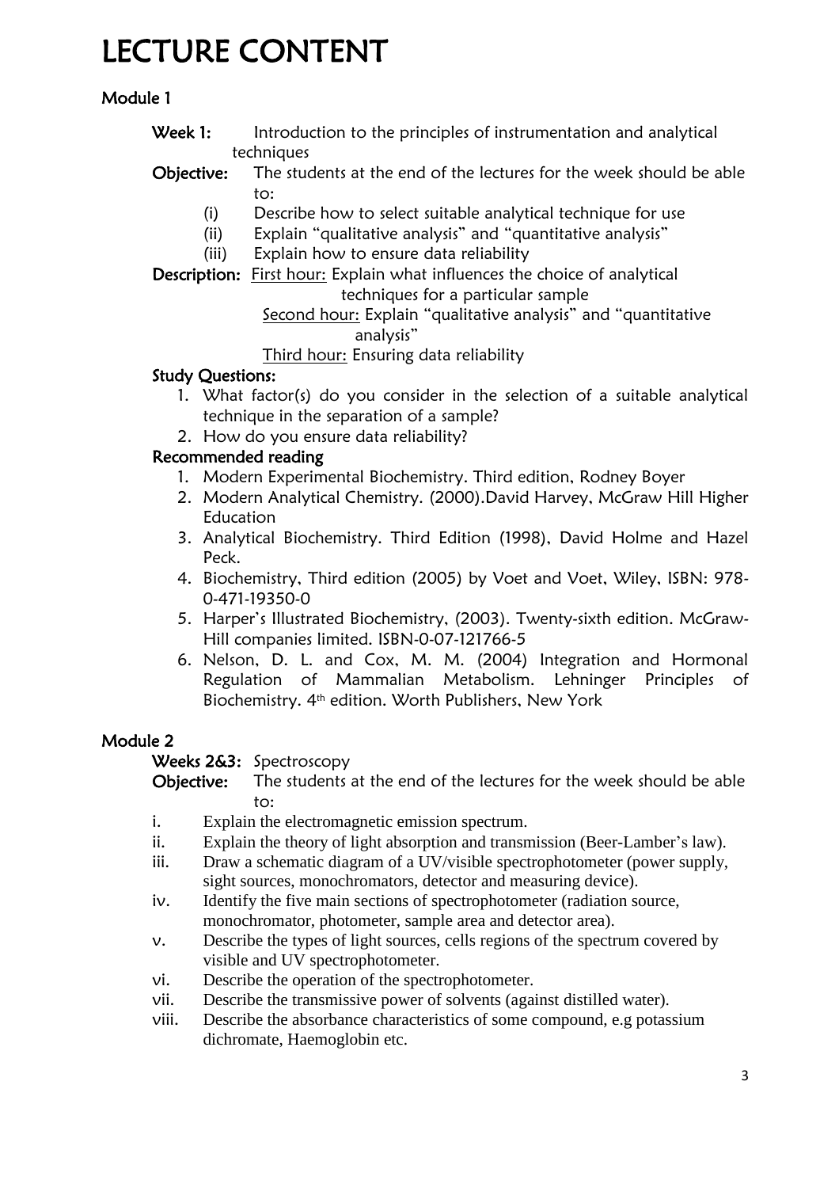# LECTURE CONTENT

## Module 1

**Week 1:** Introduction to the principles of instrumentation and analytical techniques

**Objective:** The students at the end of the lectures for the week should be able to:

(i) Describe how to select suitable analytical technique for use
(ii) Explain "qualitative analysis" and "quantitative analysis"
(iii) Explain how to ensure data reliability

**Description:** First hour: Explain what influences the choice of analytical techniques for a particular sample

Second hour: Explain "qualitative analysis" and "quantitative analysis"

Third hour: Ensuring data reliability

**Study Questions:**

1. What factor(s) do you consider in the selection of a suitable analytical technique in the separation of a sample?
2. How do you ensure data reliability?

**Recommended reading**

1. Modern Experimental Biochemistry. Third edition, Rodney Boyer
2. Modern Analytical Chemistry. (2000).David Harvey, McGraw Hill Higher Education
3. Analytical Biochemistry. Third Edition (1998), David Holme and Hazel Peck.
4. Biochemistry, Third edition (2005) by Voet and Voet, Wiley, ISBN: 978-0-471-19350-0
5. Harper's Illustrated Biochemistry, (2003). Twenty-sixth edition. McGraw-Hill companies limited. ISBN-0-07-121766-5
6. Nelson, D. L. and Cox, M. M. (2004) Integration and Hormonal Regulation of Mammalian Metabolism. Lehninger Principles of Biochemistry. 4th edition. Worth Publishers, New York

## Module 2

**Weeks 2&3:** Spectroscopy

**Objective:** The students at the end of the lectures for the week should be able to:

i. Explain the electromagnetic emission spectrum.
ii. Explain the theory of light absorption and transmission (Beer-Lamber's law).
iii. Draw a schematic diagram of a UV/visible spectrophotometer (power supply, sight sources, monochromators, detector and measuring device).
iv. Identify the five main sections of spectrophotometer (radiation source, monochromator, photometer, sample area and detector area).
v. Describe the types of light sources, cells regions of the spectrum covered by visible and UV spectrophotometer.
vi. Describe the operation of the spectrophotometer.
vii. Describe the transmissive power of solvents (against distilled water).
viii. Describe the absorbance characteristics of some compound, e.g potassium dichromate, Haemoglobin etc.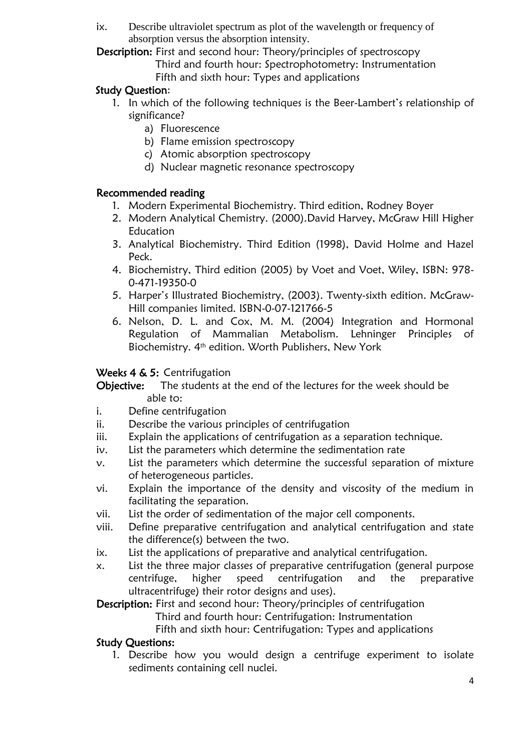ix. Describe ultraviolet spectrum as plot of the wavelength or frequency of absorption versus the absorption intensity.

**Description:** First and second hour: Theory/principles of spectroscopy
Third and fourth hour: Spectrophotometry: Instrumentation
Fifth and sixth hour: Types and applications

**Study Question:**

1. In which of the following techniques is the Beer-Lambert's relationship of significance?
    a) Fluorescence
    b) Flame emission spectroscopy
    c) Atomic absorption spectroscopy
    d) Nuclear magnetic resonance spectroscopy

**Recommended reading**

1. Modern Experimental Biochemistry. Third edition, Rodney Boyer
2. Modern Analytical Chemistry. (2000).David Harvey, McGraw Hill Higher Education
3. Analytical Biochemistry. Third Edition (1998), David Holme and Hazel Peck.
4. Biochemistry, Third edition (2005) by Voet and Voet, Wiley, ISBN: 978-0-471-19350-0
5. Harper's Illustrated Biochemistry, (2003). Twenty-sixth edition. McGraw-Hill companies limited. ISBN-0-07-121766-5
6. Nelson, D. L. and Cox, M. M. (2004) Integration and Hormonal Regulation of Mammalian Metabolism. Lehninger Principles of Biochemistry. 4th edition. Worth Publishers, New York

**Weeks 4 & 5:** Centrifugation

**Objective:** The students at the end of the lectures for the week should be able to:

i. Define centrifugation
ii. Describe the various principles of centrifugation
iii. Explain the applications of centrifugation as a separation technique.
iv. List the parameters which determine the sedimentation rate
v. List the parameters which determine the successful separation of mixture of heterogeneous particles.
vi. Explain the importance of the density and viscosity of the medium in facilitating the separation.
vii. List the order of sedimentation of the major cell components.
viii. Define preparative centrifugation and analytical centrifugation and state the difference(s) between the two.
ix. List the applications of preparative and analytical centrifugation.
x. List the three major classes of preparative centrifugation (general purpose centrifuge, higher speed centrifugation and the preparative ultracentrifuge) their rotor designs and uses).

**Description:** First and second hour: Theory/principles of centrifugation
Third and fourth hour: Centrifugation: Instrumentation
Fifth and sixth hour: Centrifugation: Types and applications

**Study Questions:**

1. Describe how you would design a centrifuge experiment to isolate sediments containing cell nuclei.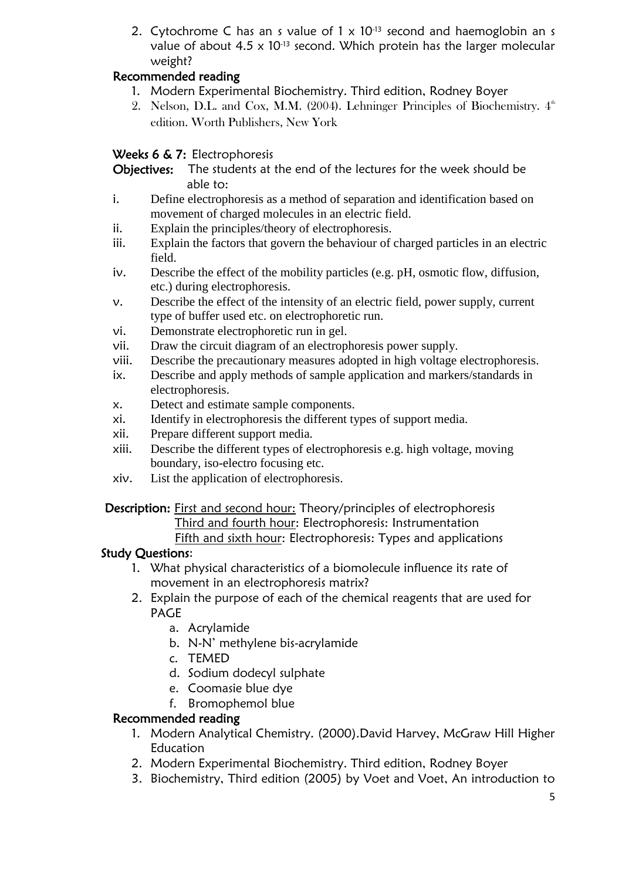2. Cytochrome C has an s value of $1 \times 10^{-13}$ second and haemoglobin an s value of about $4.5 \times 10^{-13}$ second. Which protein has the larger molecular weight?

### Recommended reading

1. Modern Experimental Biochemistry. Third edition, Rodney Boyer
2. Nelson, D.L. and Cox, M.M. (2004). Lehninger Principles of Biochemistry. 4th edition. Worth Publishers, New York

### Weeks 6 & 7: Electrophoresis

**Objectives:** The students at the end of the lectures for the week should be able to:

i. Define electrophoresis as a method of separation and identification based on movement of charged molecules in an electric field.
ii. Explain the principles/theory of electrophoresis.
iii. Explain the factors that govern the behaviour of charged particles in an electric field.
iv. Describe the effect of the mobility particles (e.g. pH, osmotic flow, diffusion, etc.) during electrophoresis.
v. Describe the effect of the intensity of an electric field, power supply, current type of buffer used etc. on electrophoretic run.
vi. Demonstrate electrophoretic run in gel.
vii. Draw the circuit diagram of an electrophoresis power supply.
viii. Describe the precautionary measures adopted in high voltage electrophoresis.
ix. Describe and apply methods of sample application and markers/standards in electrophoresis.
x. Detect and estimate sample components.
xi. Identify in electrophoresis the different types of support media.
xii. Prepare different support media.
xiii. Describe the different types of electrophoresis e.g. high voltage, moving boundary, iso-electro focusing etc.
xiv. List the application of electrophoresis.

**Description:** First and second hour: Theory/principles of electrophoresis
Third and fourth hour: Electrophoresis: Instrumentation
Fifth and sixth hour: Electrophoresis: Types and applications

### Study Questions:

1. What physical characteristics of a biomolecule influence its rate of movement in an electrophoresis matrix?
2. Explain the purpose of each of the chemical reagents that are used for PAGE
   a. Acrylamide
   b. N-N' methylene bis-acrylamide
   c. TEMED
   d. Sodium dodecyl sulphate
   e. Coomasie blue dye
   f. Bromophemol blue

### Recommended reading

1. Modern Analytical Chemistry. (2000).David Harvey, McGraw Hill Higher Education
2. Modern Experimental Biochemistry. Third edition, Rodney Boyer
3. Biochemistry, Third edition (2005) by Voet and Voet, An introduction to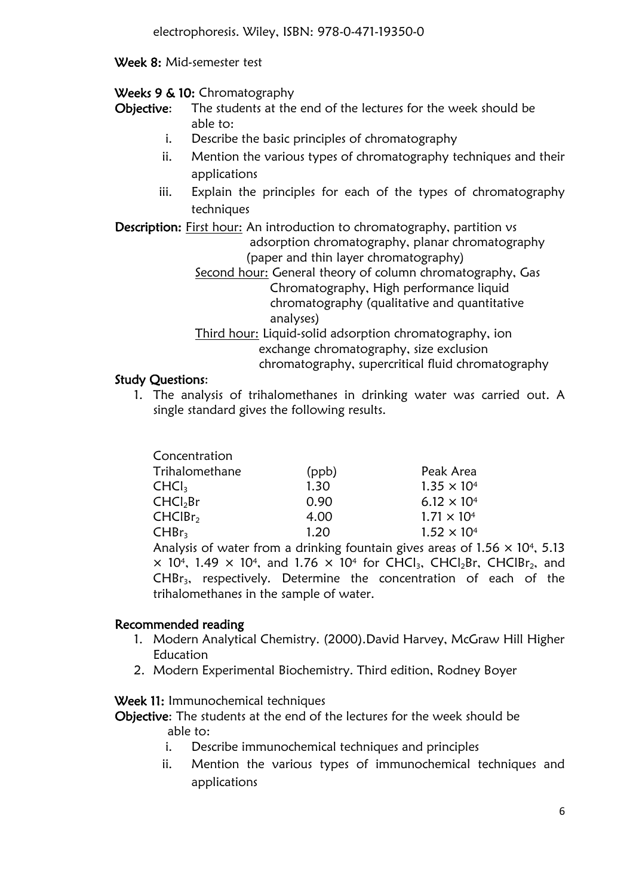electrophoresis. Wiley, ISBN: 978-0-471-19350-0

**Week 8:** Mid-semester test

**Weeks 9 & 10:** Chromatography

**Objective**: The students at the end of the lectures for the week should be able to:

- i. Describe the basic principles of chromatography
- ii. Mention the various types of chromatography techniques and their applications
- iii. Explain the principles for each of the types of chromatography techniques

**Description:** First hour: An introduction to chromatography, partition vs adsorption chromatography, planar chromatography (paper and thin layer chromatography)

Second hour: General theory of column chromatography, Gas Chromatography, High performance liquid chromatography (qualitative and quantitative analyses)

Third hour: Liquid-solid adsorption chromatography, ion exchange chromatography, size exclusion chromatography, supercritical fluid chromatography

**Study Questions**:

1. The analysis of trihalomethanes in drinking water was carried out. A single standard gives the following results.

| Trihalomethane | Concentration (ppb) | Peak Area |
|---|---|---|
| $CHCl_3$ | 1.30 | $1.35 \times 10^4$ |
| $CHCl_2Br$ | 0.90 | $6.12 \times 10^4$ |
| $CHClBr_2$ | 4.00 | $1.71 \times 10^4$ |
| $CHBr_3$ | 1.20 | $1.52 \times 10^4$ |

Analysis of water from a drinking fountain gives areas of $1.56 \times 10^4$, $5.13 \times 10^4$, $1.49 \times 10^4$, and $1.76 \times 10^4$ for $CHCl_3$, $CHCl_2Br$, $CHClBr_2$, and $CHBr_3$, respectively. Determine the concentration of each of the trihalomethanes in the sample of water.

**Recommended reading**

1. Modern Analytical Chemistry. (2000).David Harvey, McGraw Hill Higher Education
2. Modern Experimental Biochemistry. Third edition, Rodney Boyer

**Week 11:** Immunochemical techniques

**Objective**: The students at the end of the lectures for the week should be able to:

- i. Describe immunochemical techniques and principles
- ii. Mention the various types of immunochemical techniques and applications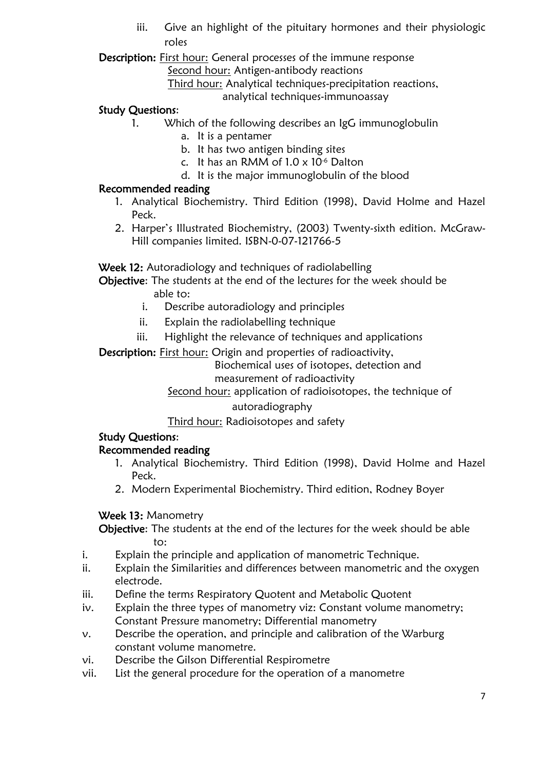iii. Give an highlight of the pituitary hormones and their physiologic roles

**Description:** First hour: General processes of the immune response
Second hour: Antigen-antibody reactions
Third hour: Analytical techniques-precipitation reactions, analytical techniques-immunoassay

**Study Questions**:

1. Which of the following describes an IgG immunoglobulin
   a. It is a pentamer
   b. It has two antigen binding sites
   c. It has an RMM of $1.0 \times 10^{-6}$ Dalton
   d. It is the major immunoglobulin of the blood

**Recommended reading**

1. Analytical Biochemistry. Third Edition (1998), David Holme and Hazel Peck.
2. Harper's Illustrated Biochemistry, (2003) Twenty-sixth edition. McGraw-Hill companies limited. ISBN-0-07-121766-5

**Week 12:** Autoradiology and techniques of radiolabelling

**Objective**: The students at the end of the lectures for the week should be able to:

i. Describe autoradiology and principles
ii. Explain the radiolabelling technique
iii. Highlight the relevance of techniques and applications

**Description:** First hour: Origin and properties of radioactivity, Biochemical uses of isotopes, detection and measurement of radioactivity
Second hour: application of radioisotopes, the technique of autoradiography
Third hour: Radioisotopes and safety

**Study Questions**:

**Recommended reading**

1. Analytical Biochemistry. Third Edition (1998), David Holme and Hazel Peck.
2. Modern Experimental Biochemistry. Third edition, Rodney Boyer

**Week 13:** Manometry

**Objective**: The students at the end of the lectures for the week should be able to:

i. Explain the principle and application of manometric Technique.
ii. Explain the Similarities and differences between manometric and the oxygen electrode.
iii. Define the terms Respiratory Quotent and Metabolic Quotent
iv. Explain the three types of manometry viz: Constant volume manometry; Constant Pressure manometry; Differential manometry
v. Describe the operation, and principle and calibration of the Warburg constant volume manometre.
vi. Describe the Gilson Differential Respirometre
vii. List the general procedure for the operation of a manometre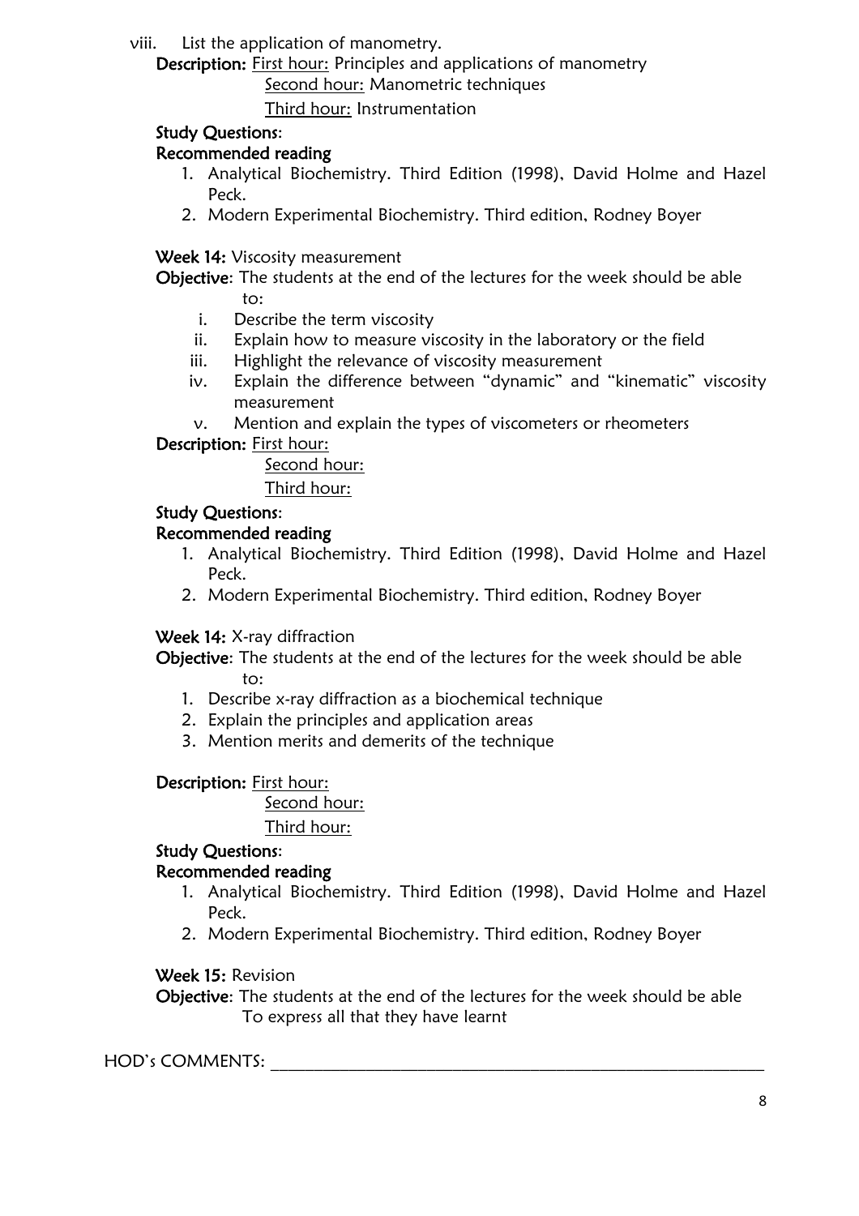viii. List the application of manometry.

**Description:** First hour: Principles and applications of manometry
Second hour: Manometric techniques
Third hour: Instrumentation

**Study Questions**:

**Recommended reading**

1. Analytical Biochemistry. Third Edition (1998), David Holme and Hazel Peck.
2. Modern Experimental Biochemistry. Third edition, Rodney Boyer

**Week 14:** Viscosity measurement

**Objective**: The students at the end of the lectures for the week should be able to:

i. Describe the term viscosity
ii. Explain how to measure viscosity in the laboratory or the field
iii. Highlight the relevance of viscosity measurement
iv. Explain the difference between "dynamic" and "kinematic" viscosity measurement
v. Mention and explain the types of viscometers or rheometers

**Description:** First hour:
Second hour:
Third hour:

**Study Questions**:

**Recommended reading**

1. Analytical Biochemistry. Third Edition (1998), David Holme and Hazel Peck.
2. Modern Experimental Biochemistry. Third edition, Rodney Boyer

**Week 14:** X-ray diffraction

**Objective**: The students at the end of the lectures for the week should be able to:

1. Describe x-ray diffraction as a biochemical technique
2. Explain the principles and application areas
3. Mention merits and demerits of the technique

**Description:** First hour:
Second hour:
Third hour:

**Study Questions**:

**Recommended reading**

1. Analytical Biochemistry. Third Edition (1998), David Holme and Hazel Peck.
2. Modern Experimental Biochemistry. Third edition, Rodney Boyer

**Week 15:** Revision

**Objective**: The students at the end of the lectures for the week should be able To express all that they have learnt

HOD's COMMENTS: ___________________________________________________________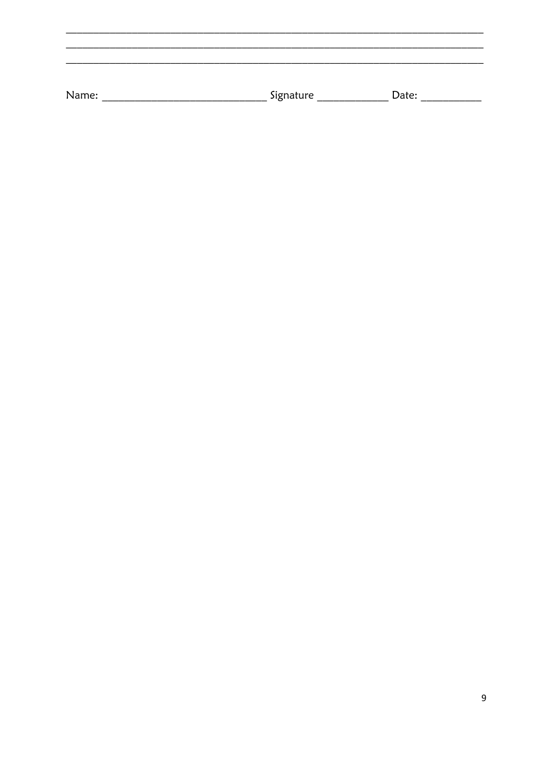\_\_\_\_\_\_\_\_\_\_\_\_\_\_\_\_\_\_\_\_\_\_\_\_\_\_\_\_\_\_\_\_\_\_\_\_\_\_\_\_\_\_\_\_\_\_\_\_\_\_\_\_\_\_\_\_\_\_\_\_\_\_\_\_\_\_\_\_\_\_\_\_\_\_\_\_

\_\_\_\_\_\_\_\_\_\_\_\_\_\_\_\_\_\_\_\_\_\_\_\_\_\_\_\_\_\_\_\_\_\_\_\_\_\_\_\_\_\_\_\_\_\_\_\_\_\_\_\_\_\_\_\_\_\_\_\_\_\_\_\_\_\_\_\_\_\_\_\_\_\_\_\_

\_\_\_\_\_\_\_\_\_\_\_\_\_\_\_\_\_\_\_\_\_\_\_\_\_\_\_\_\_\_\_\_\_\_\_\_\_\_\_\_\_\_\_\_\_\_\_\_\_\_\_\_\_\_\_\_\_\_\_\_\_\_\_\_\_\_\_\_\_\_\_\_\_\_\_\_

Name: \_\_\_\_\_\_\_\_\_\_\_\_\_\_\_\_\_\_\_\_\_\_\_\_\_\_\_\_\_\_ Signature \_\_\_\_\_\_\_\_\_\_\_\_\_ Date: \_\_\_\_\_\_\_\_\_\_\_